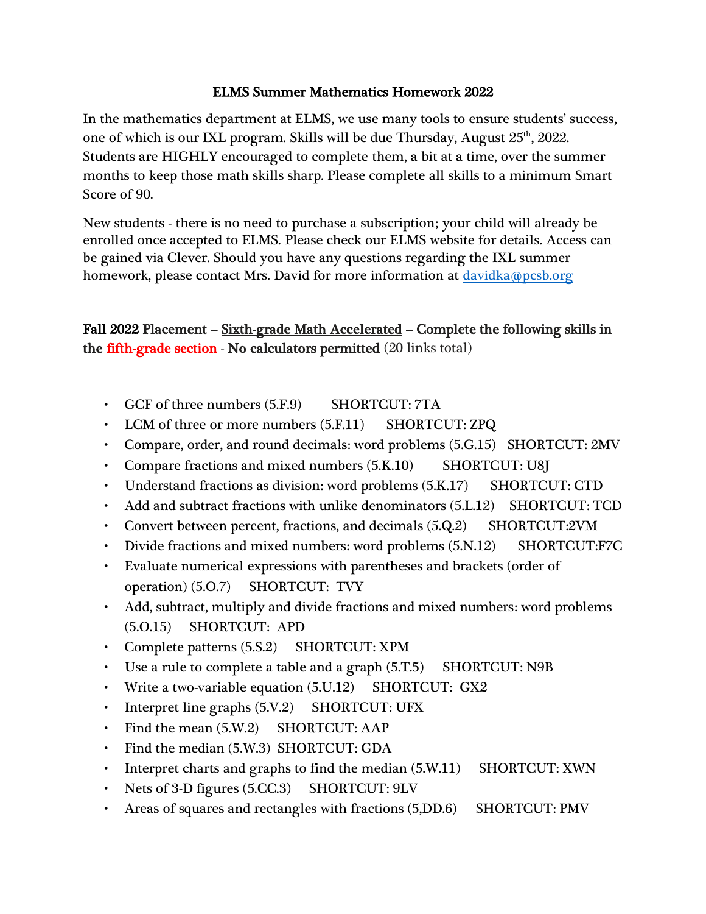## ELMS Summer Mathematics Homework 2022

In the mathematics department at ELMS, we use many tools to ensure students' success, one of which is our IXL program. Skills will be due Thursday, August 25th, 2022. Students are HIGHLY encouraged to complete them, a bit at a time, over the summer months to keep those math skills sharp. Please complete all skills to a minimum Smart Score of 90.

New students - there is no need to purchase a subscription; your child will already be enrolled once accepted to ELMS. Please check our ELMS website for details. Access can be gained via Clever. Should you have any questions regarding the IXL summer homework, please contact Mrs. David for more information at davidka@pcsb.org

**Fall 2022 Placement – Sixth-grade Math Accelerated – Complete the following skills in the fifth-grade section - No calculators permitted** (20 links total)

- GCF of three numbers (5.F.9) SHORTCUT: 7TA
- LCM of three or more numbers (5.F.11) SHORTCUT: ZPQ
- Compare, order, and round decimals: word problems (5.G.15) SHORTCUT: 2MV
- Compare fractions and mixed numbers (5.K.10) SHORTCUT: U8J
- Understand fractions as division: word problems (5.K.17) SHORTCUT: CTD
- Add and subtract fractions with unlike denominators (5.L.12) SHORTCUT: TCD
- Convert between percent, fractions, and decimals (5.Q.2) SHORTCUT:2VM
- Divide fractions and mixed numbers: word problems (5.N.12) SHORTCUT:F7C
- Evaluate numerical expressions with parentheses and brackets (order of operation) (5.O.7) SHORTCUT: TVY
- Add, subtract, multiply and divide fractions and mixed numbers: word problems (5.O.15) SHORTCUT: APD
- Complete patterns (5.S.2) SHORTCUT: XPM
- Use a rule to complete a table and a graph (5.T.5) SHORTCUT: N9B
- Write a two-variable equation (5.U.12) SHORTCUT: GX2
- Interpret line graphs (5.V.2) SHORTCUT: UFX
- Find the mean (5.W.2) SHORTCUT: AAP
- Find the median (5.W.3) SHORTCUT: GDA
- Interpret charts and graphs to find the median (5.W.11) SHORTCUT: XWN
- Nets of 3-D figures (5.CC.3) SHORTCUT: 9LV
- Areas of squares and rectangles with fractions (5,DD.6) SHORTCUT: PMV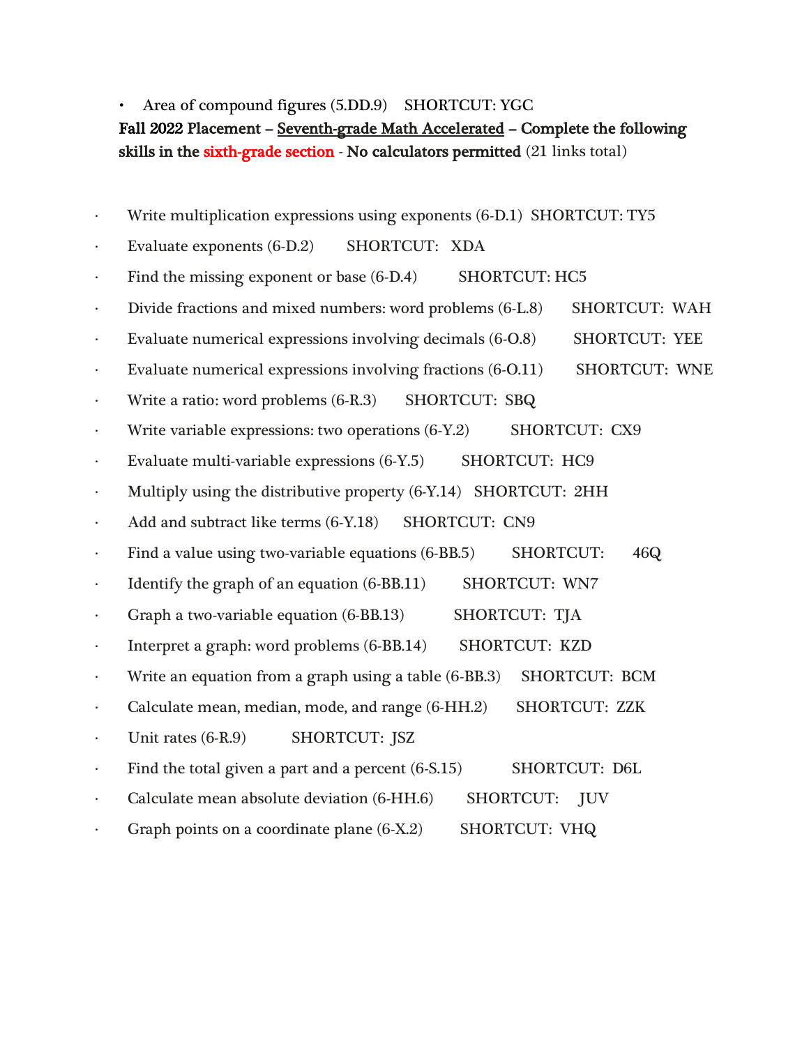- Area of compound figures (5.DD.9) SHORTCUT: YGC

**Fall 2022 Placement – <u>Seventh-grade Math Accelerated</u> – Complete the following skills in the sixth-grade section - No calculators permitted** (21 links total)

- Write multiplication expressions using exponents (6-D.1) SHORTCUT: TY5
- Evaluate exponents (6-D.2) SHORTCUT: XDA
- Find the missing exponent or base (6-D.4) SHORTCUT: HC5
- Divide fractions and mixed numbers: word problems (6-L.8) SHORTCUT: WAH
- Evaluate numerical expressions involving decimals (6-O.8) SHORTCUT: YEE
- Evaluate numerical expressions involving fractions (6-O.11) SHORTCUT: WNE
- Write a ratio: word problems (6-R.3) SHORTCUT: SBQ
- Write variable expressions: two operations (6-Y.2) SHORTCUT: CX9
- Evaluate multi-variable expressions (6-Y.5) SHORTCUT: HC9
- Multiply using the distributive property (6-Y.14) SHORTCUT: 2HH
- Add and subtract like terms (6-Y.18) SHORTCUT: CN9
- Find a value using two-variable equations (6-BB.5) SHORTCUT: 46Q
- Identify the graph of an equation (6-BB.11) SHORTCUT: WN7
- Graph a two-variable equation (6-BB.13) SHORTCUT: TJA
- Interpret a graph: word problems (6-BB.14) SHORTCUT: KZD
- Write an equation from a graph using a table (6-BB.3) SHORTCUT: BCM
- Calculate mean, median, mode, and range (6-HH.2) SHORTCUT: ZZK
- Unit rates (6-R.9) SHORTCUT: JSZ
- Find the total given a part and a percent (6-S.15) SHORTCUT: D6L
- Calculate mean absolute deviation (6-HH.6) SHORTCUT: JUV
- Graph points on a coordinate plane (6-X.2) SHORTCUT: VHQ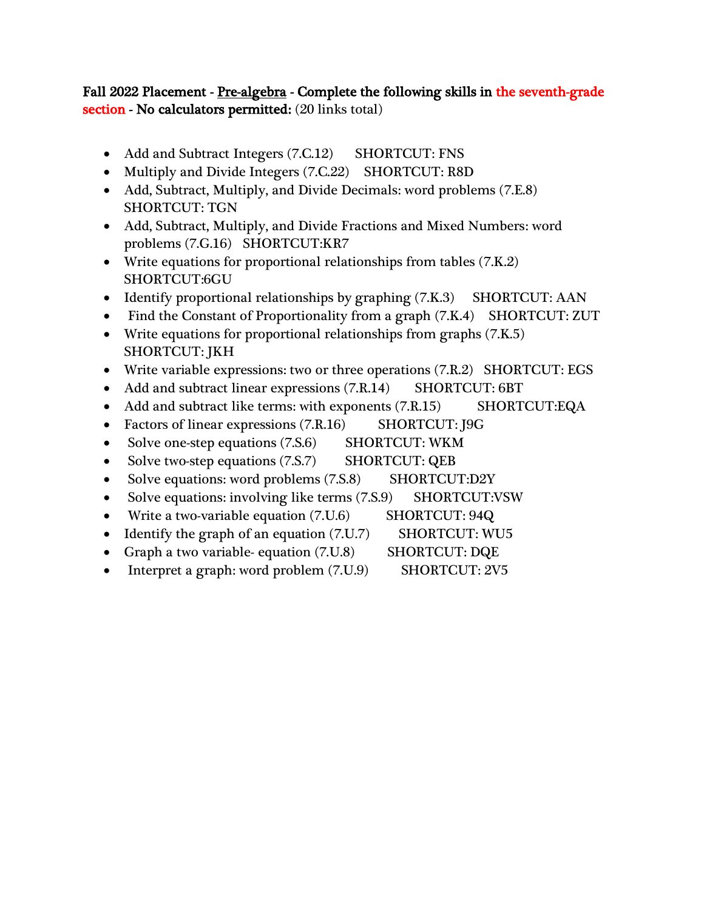**Fall 2022 Placement - <u>Pre-algebra</u> - Complete the following skills in the seventh-grade section - No calculators permitted:** (20 links total)

- Add and Subtract Integers (7.C.12) SHORTCUT: FNS
- Multiply and Divide Integers (7.C.22) SHORTCUT: R8D
- Add, Subtract, Multiply, and Divide Decimals: word problems (7.E.8) SHORTCUT: TGN
- Add, Subtract, Multiply, and Divide Fractions and Mixed Numbers: word problems (7.G.16) SHORTCUT:KR7
- Write equations for proportional relationships from tables (7.K.2) SHORTCUT:6GU
- Identify proportional relationships by graphing (7.K.3) SHORTCUT: AAN
- Find the Constant of Proportionality from a graph (7.K.4) SHORTCUT: ZUT
- Write equations for proportional relationships from graphs (7.K.5) SHORTCUT: JKH
- Write variable expressions: two or three operations (7.R.2) SHORTCUT: EGS
- Add and subtract linear expressions (7.R.14) SHORTCUT: 6BT
- Add and subtract like terms: with exponents (7.R.15) SHORTCUT:EQA
- Factors of linear expressions (7.R.16) SHORTCUT: J9G
- Solve one-step equations (7.S.6) SHORTCUT: WKM
- Solve two-step equations (7.S.7) SHORTCUT: QEB
- Solve equations: word problems (7.S.8) SHORTCUT:D2Y
- Solve equations: involving like terms (7.S.9) SHORTCUT:VSW
- Write a two-variable equation (7.U.6) SHORTCUT: 94Q
- Identify the graph of an equation (7.U.7) SHORTCUT: WU5
- Graph a two variable- equation (7.U.8) SHORTCUT: DQE
- Interpret a graph: word problem (7.U.9) SHORTCUT: 2V5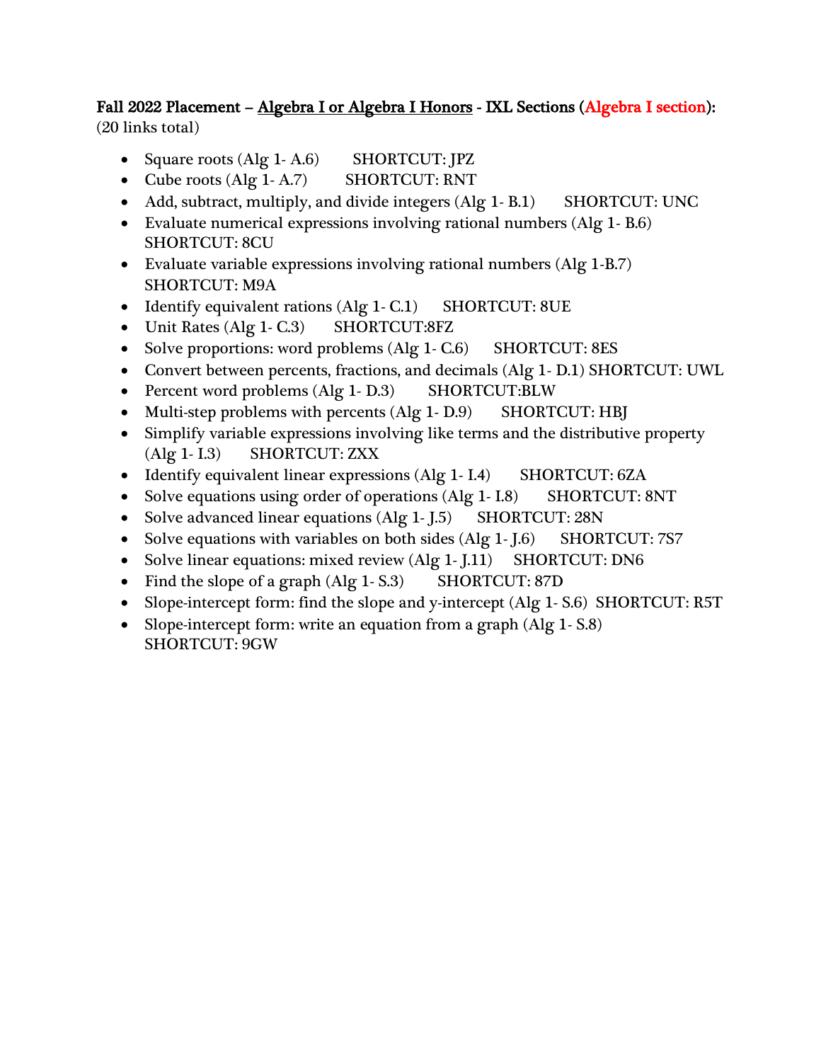**Fall 2022 Placement – Algebra I or Algebra I Honors - IXL Sections (Algebra I section):**
(20 links total)

- Square roots (Alg 1- A.6) SHORTCUT: JPZ
- Cube roots (Alg 1- A.7) SHORTCUT: RNT
- Add, subtract, multiply, and divide integers (Alg 1- B.1) SHORTCUT: UNC
- Evaluate numerical expressions involving rational numbers (Alg 1- B.6) SHORTCUT: 8CU
- Evaluate variable expressions involving rational numbers (Alg 1-B.7) SHORTCUT: M9A
- Identify equivalent rations (Alg 1- C.1) SHORTCUT: 8UE
- Unit Rates (Alg 1- C.3) SHORTCUT:8FZ
- Solve proportions: word problems (Alg 1- C.6) SHORTCUT: 8ES
- Convert between percents, fractions, and decimals (Alg 1- D.1) SHORTCUT: UWL
- Percent word problems (Alg 1- D.3) SHORTCUT:BLW
- Multi-step problems with percents (Alg 1- D.9) SHORTCUT: HBJ
- Simplify variable expressions involving like terms and the distributive property (Alg 1- I.3) SHORTCUT: ZXX
- Identify equivalent linear expressions (Alg 1- I.4) SHORTCUT: 6ZA
- Solve equations using order of operations (Alg 1- I.8) SHORTCUT: 8NT
- Solve advanced linear equations (Alg 1- J.5) SHORTCUT: 28N
- Solve equations with variables on both sides (Alg 1- J.6) SHORTCUT: 7S7
- Solve linear equations: mixed review (Alg 1- J.11) SHORTCUT: DN6
- Find the slope of a graph (Alg 1- S.3) SHORTCUT: 87D
- Slope-intercept form: find the slope and y-intercept (Alg 1- S.6) SHORTCUT: R5T
- Slope-intercept form: write an equation from a graph (Alg 1- S.8) SHORTCUT: 9GW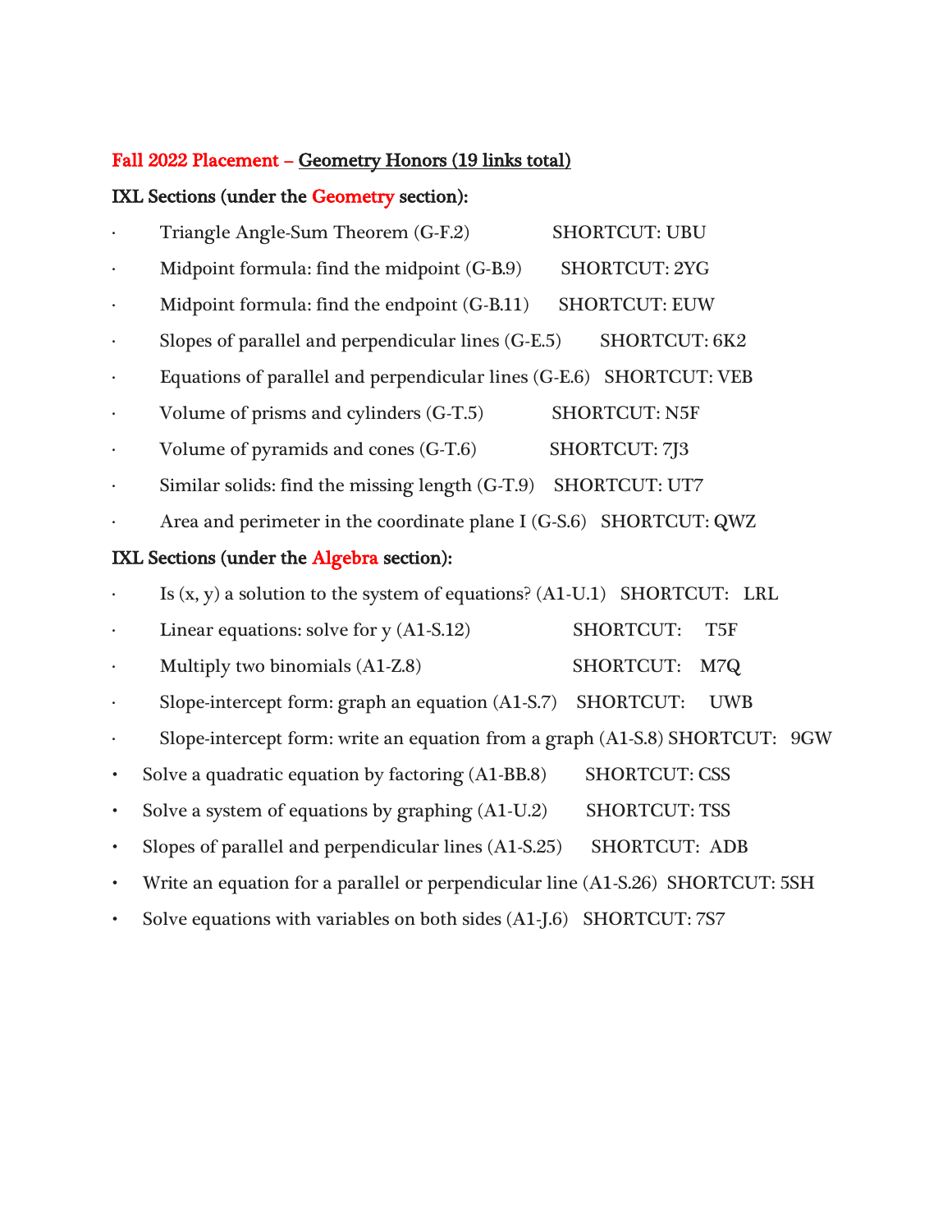Fall 2022 Placement – Geometry Honors (19 links total)

**IXL Sections (under the Geometry section):**

- Triangle Angle-Sum Theorem (G-F.2) SHORTCUT: UBU
- Midpoint formula: find the midpoint (G-B.9) SHORTCUT: 2YG
- Midpoint formula: find the endpoint (G-B.11) SHORTCUT: EUW
- Slopes of parallel and perpendicular lines (G-E.5) SHORTCUT: 6K2
- Equations of parallel and perpendicular lines (G-E.6) SHORTCUT: VEB
- Volume of prisms and cylinders (G-T.5) SHORTCUT: N5F
- Volume of pyramids and cones (G-T.6) SHORTCUT: 7J3
- Similar solids: find the missing length (G-T.9) SHORTCUT: UT7
- Area and perimeter in the coordinate plane I (G-S.6) SHORTCUT: QWZ

**IXL Sections (under the Algebra section):**

- Is (x, y) a solution to the system of equations? (A1-U.1) SHORTCUT: LRL
- Linear equations: solve for y (A1-S.12) SHORTCUT: T5F
- Multiply two binomials (A1-Z.8) SHORTCUT: M7Q
- Slope-intercept form: graph an equation (A1-S.7) SHORTCUT: UWB
- Slope-intercept form: write an equation from a graph (A1-S.8) SHORTCUT: 9GW
- Solve a quadratic equation by factoring (A1-BB.8) SHORTCUT: CSS
- Solve a system of equations by graphing (A1-U.2) SHORTCUT: TSS
- Slopes of parallel and perpendicular lines (A1-S.25) SHORTCUT: ADB
- Write an equation for a parallel or perpendicular line (A1-S.26) SHORTCUT: 5SH
- Solve equations with variables on both sides (A1-J.6) SHORTCUT: 7S7